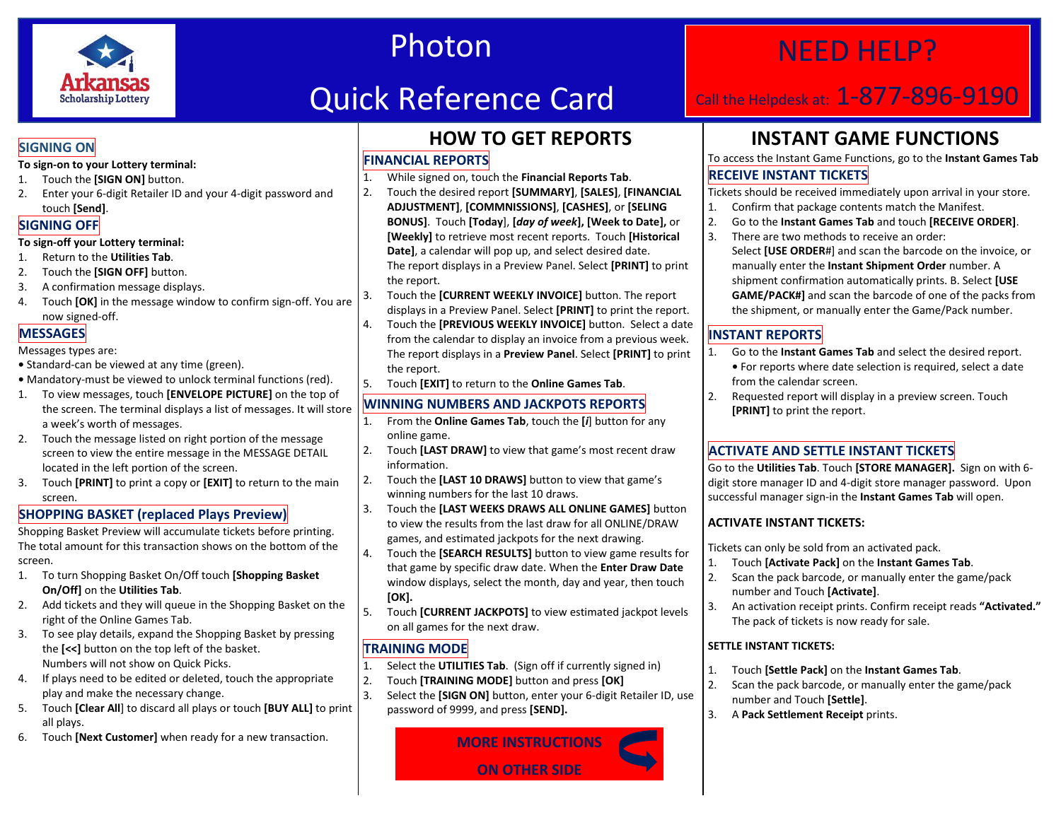Arkansas Scholarship Lottery

# Photon Quick Reference Card

**NEED HELP?**

Call the Helpdesk at: **1-877-896-9190**

## SIGNING ON

**To sign-on to your Lottery terminal:**

1. Touch the **[SIGN ON]** button.
2. Enter your 6-digit Retailer ID and your 4-digit password and touch **[Send]**.

## SIGNING OFF

**To sign-off your Lottery terminal:**

1. Return to the **Utilities Tab**.
2. Touch the **[SIGN OFF]** button.
3. A confirmation message displays.
4. Touch **[OK]** in the message window to confirm sign-off. You are now signed-off.

## MESSAGES

Messages types are:

- Standard-can be viewed at any time (green).
- Mandatory-must be viewed to unlock terminal functions (red).

1. To view messages, touch **[ENVELOPE PICTURE]** on the top of the screen. The terminal displays a list of messages. It will store a week's worth of messages.
2. Touch the message listed on right portion of the message screen to view the entire message in the MESSAGE DETAIL located in the left portion of the screen.
3. Touch **[PRINT]** to print a copy or **[EXIT]** to return to the main screen.

## SHOPPING BASKET (replaced Plays Preview)

Shopping Basket Preview will accumulate tickets before printing. The total amount for this transaction shows on the bottom of the screen.

1. To turn Shopping Basket On/Off touch **[Shopping Basket On/Off]** on the **Utilities Tab**.
2. Add tickets and they will queue in the Shopping Basket on the right of the Online Games Tab.
3. To see play details, expand the Shopping Basket by pressing the **[<<]** button on the top left of the basket.
   Numbers will not show on Quick Picks.
4. If plays need to be edited or deleted, touch the appropriate play and make the necessary change.
5. Touch **[Clear All]** to discard all plays or touch **[BUY ALL]** to print all plays.
6. Touch **[Next Customer]** when ready for a new transaction.

# HOW TO GET REPORTS

## FINANCIAL REPORTS

1. While signed on, touch the **Financial Reports Tab**.
2. Touch the desired report **[SUMMARY]**, **[SALES]**, **[FINANCIAL ADJUSTMENT]**, **[COMMNISSIONS]**, **[CASHES]**, or **[SELING BONUS]**. Touch **[Today]**, [***day of week***]**, [Week to Date],** or **[Weekly]** to retrieve most recent reports. Touch **[Historical Date]**, a calendar will pop up, and select desired date.
   The report displays in a Preview Panel. Select **[PRINT]** to print the report.
3. Touch the **[CURRENT WEEKLY INVOICE]** button. The report displays in a Preview Panel. Select **[PRINT]** to print the report.
4. Touch the **[PREVIOUS WEEKLY INVOICE]** button. Select a date from the calendar to display an invoice from a previous week. The report displays in a **Preview Panel**. Select **[PRINT]** to print the report.
5. Touch **[EXIT]** to return to the **Online Games Tab**.

## WINNING NUMBERS AND JACKPOTS REPORTS

1. From the **Online Games Tab**, touch the **[*i*]** button for any online game.
2. Touch **[LAST DRAW]** to view that game's most recent draw information.
2. Touch the **[LAST 10 DRAWS]** button to view that game's winning numbers for the last 10 draws.
3. Touch the **[LAST WEEKS DRAWS ALL ONLINE GAMES]** button to view the results from the last draw for all ONLINE/DRAW games, and estimated jackpots for the next drawing.
4. Touch the **[SEARCH RESULTS]** button to view game results for that game by specific draw date. When the **Enter Draw Date** window displays, select the month, day and year, then touch **[OK].**
5. Touch **[CURRENT JACKPOTS]** to view estimated jackpot levels on all games for the next draw.

## TRAINING MODE

1. Select the **UTILITIES Tab**. (Sign off if currently signed in)
2. Touch **[TRAINING MODE]** button and press **[OK]**
3. Select the **[SIGN ON]** button, enter your 6-digit Retailer ID, use password of 9999, and press **[SEND].**

**MORE INSTRUCTIONS ON OTHER SIDE**

# INSTANT GAME FUNCTIONS

To access the Instant Game Functions, go to the **Instant Games Tab**

## RECEIVE INSTANT TICKETS

Tickets should be received immediately upon arrival in your store.

1. Confirm that package contents match the Manifest.
2. Go to the **Instant Games Tab** and touch **[RECEIVE ORDER]**.
3. There are two methods to receive an order:
   Select **[USE ORDER#**] and scan the barcode on the invoice, or manually enter the **Instant Shipment Order** number. A shipment confirmation automatically prints. B. Select **[USE GAME/PACK#]** and scan the barcode of one of the packs from the shipment, or manually enter the Game/Pack number.

## INSTANT REPORTS

1. Go to the **Instant Games Tab** and select the desired report.
   - For reports where date selection is required, select a date from the calendar screen.
2. Requested report will display in a preview screen. Touch **[PRINT]** to print the report.

## ACTIVATE AND SETTLE INSTANT TICKETS

Go to the **Utilities Tab**. Touch **[STORE MANAGER].** Sign on with 6-digit store manager ID and 4-digit store manager password. Upon successful manager sign-in the **Instant Games Tab** will open.

**ACTIVATE INSTANT TICKETS:**

Tickets can only be sold from an activated pack.

1. Touch **[Activate Pack]** on the **Instant Games Tab**.
2. Scan the pack barcode, or manually enter the game/pack number and Touch **[Activate]**.
3. An activation receipt prints. Confirm receipt reads **"Activated."** The pack of tickets is now ready for sale.

**SETTLE INSTANT TICKETS:**

1. Touch **[Settle Pack]** on the **Instant Games Tab**.
2. Scan the pack barcode, or manually enter the game/pack number and Touch **[Settle]**.
3. A **Pack Settlement Receipt** prints.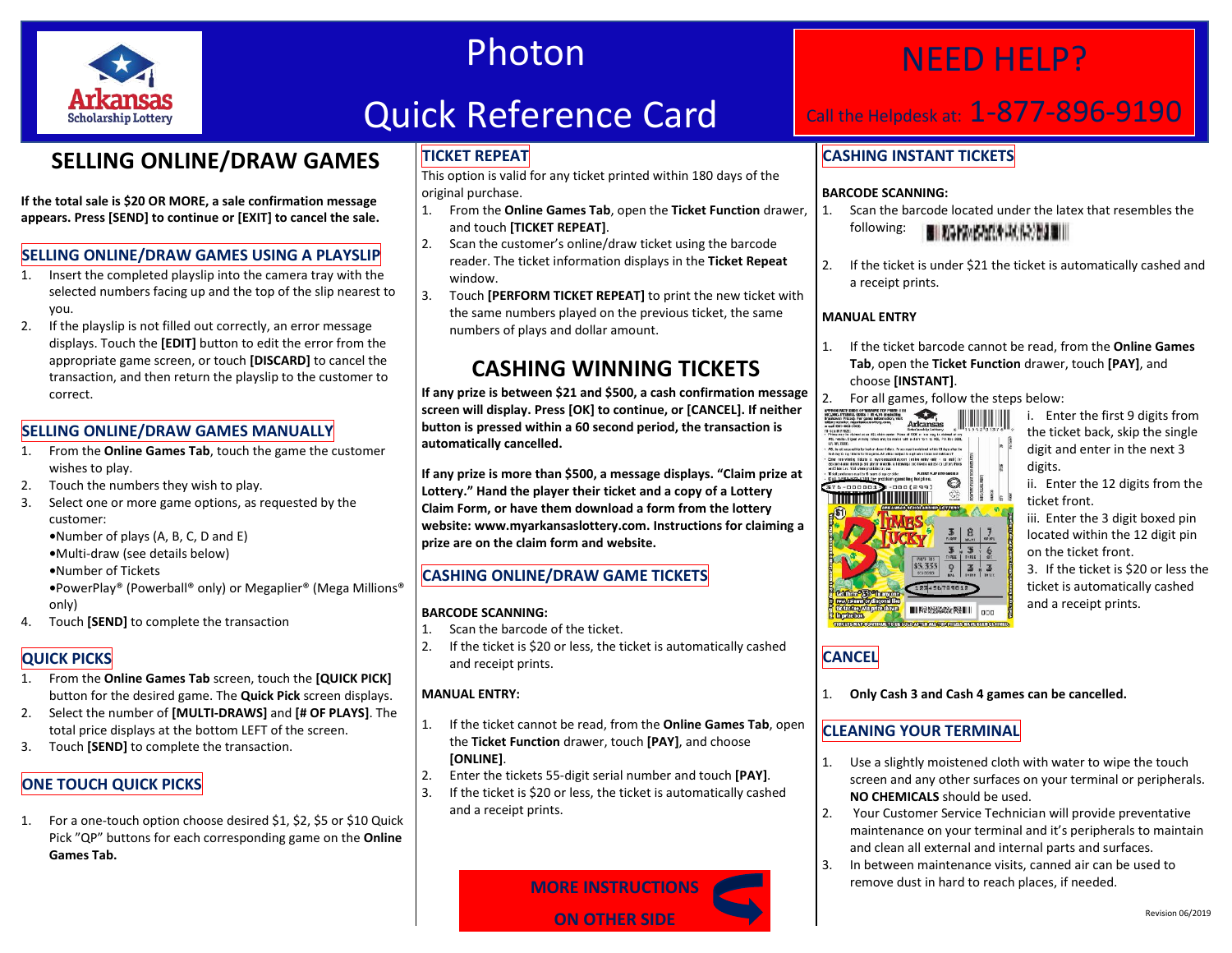# Photon

# Quick Reference Card

NEED HELP?

Call the Helpdesk at: 1-877-896-9190

## SELLING ONLINE/DRAW GAMES

**If the total sale is $20 OR MORE, a sale confirmation message appears. Press [SEND] to continue or [EXIT] to cancel the sale.**

### SELLING ONLINE/DRAW GAMES USING A PLAYSLIP

1. Insert the completed playslip into the camera tray with the selected numbers facing up and the top of the slip nearest to you.
2. If the playslip is not filled out correctly, an error message displays. Touch the **[EDIT]** button to edit the error from the appropriate game screen, or touch **[DISCARD]** to cancel the transaction, and then return the playslip to the customer to correct.

### SELLING ONLINE/DRAW GAMES MANUALLY

1. From the **Online Games Tab**, touch the game the customer wishes to play.
2. Touch the numbers they wish to play.
3. Select one or more game options, as requested by the customer:
   - Number of plays (A, B, C, D and E)
   - Multi-draw (see details below)
   - Number of Tickets
   - PowerPlay® (Powerball® only) or Megaplier® (Mega Millions® only)
4. Touch **[SEND]** to complete the transaction

### QUICK PICKS

1. From the **Online Games Tab** screen, touch the **[QUICK PICK]** button for the desired game. The **Quick Pick** screen displays.
2. Select the number of **[MULTI-DRAWS]** and **[# OF PLAYS]**. The total price displays at the bottom LEFT of the screen.
3. Touch **[SEND]** to complete the transaction.

### ONE TOUCH QUICK PICKS

1. For a one-touch option choose desired $1, $2, $5 or $10 Quick Pick "QP" buttons for each corresponding game on the **Online Games Tab.**

### TICKET REPEAT

This option is valid for any ticket printed within 180 days of the original purchase.

1. From the **Online Games Tab**, open the **Ticket Function** drawer, and touch **[TICKET REPEAT]**.
2. Scan the customer's online/draw ticket using the barcode reader. The ticket information displays in the **Ticket Repeat** window.
3. Touch **[PERFORM TICKET REPEAT]** to print the new ticket with the same numbers played on the previous ticket, the same numbers of plays and dollar amount.

## CASHING WINNING TICKETS

**If any prize is between $21 and $500, a cash confirmation message screen will display. Press [OK] to continue, or [CANCEL]. If neither button is pressed within a 60 second period, the transaction is automatically cancelled.**

**If any prize is more than $500, a message displays. "Claim prize at Lottery." Hand the player their ticket and a copy of a Lottery Claim Form, or have them download a form from the lottery website: www.myarkansaslottery.com. Instructions for claiming a prize are on the claim form and website.**

### CASHING ONLINE/DRAW GAME TICKETS

**BARCODE SCANNING:**

1. Scan the barcode of the ticket.
2. If the ticket is $20 or less, the ticket is automatically cashed and receipt prints.

**MANUAL ENTRY:**

1. If the ticket cannot be read, from the **Online Games Tab**, open the **Ticket Function** drawer, touch **[PAY]**, and choose **[ONLINE]**.
2. Enter the tickets 55-digit serial number and touch **[PAY]**.
3. If the ticket is $20 or less, the ticket is automatically cashed and a receipt prints.

**MORE INSTRUCTIONS ON OTHER SIDE**

### CASHING INSTANT TICKETS

**BARCODE SCANNING:**

1. Scan the barcode located under the latex that resembles the following:
2. If the ticket is under $21 the ticket is automatically cashed and a receipt prints.

**MANUAL ENTRY**

1. If the ticket barcode cannot be read, from the **Online Games Tab**, open the **Ticket Function** drawer, touch **[PAY]**, and choose **[INSTANT]**.
2. For all games, follow the steps below:

   i. Enter the first 9 digits from the ticket back, skip the single digit and enter in the next 3 digits.

   ii. Enter the 12 digits from the ticket front.

   iii. Enter the 3 digit boxed pin located within the 12 digit pin on the ticket front.

3. If the ticket is $20 or less the ticket is automatically cashed and a receipt prints.

### CANCEL

1. **Only Cash 3 and Cash 4 games can be cancelled.**

### CLEANING YOUR TERMINAL

1. Use a slightly moistened cloth with water to wipe the touch screen and any other surfaces on your terminal or peripherals. **NO CHEMICALS** should be used.
2. Your Customer Service Technician will provide preventative maintenance on your terminal and it's peripherals to maintain and clean all external and internal parts and surfaces.
3. In between maintenance visits, canned air can be used to remove dust in hard to reach places, if needed.

Revision 06/2019